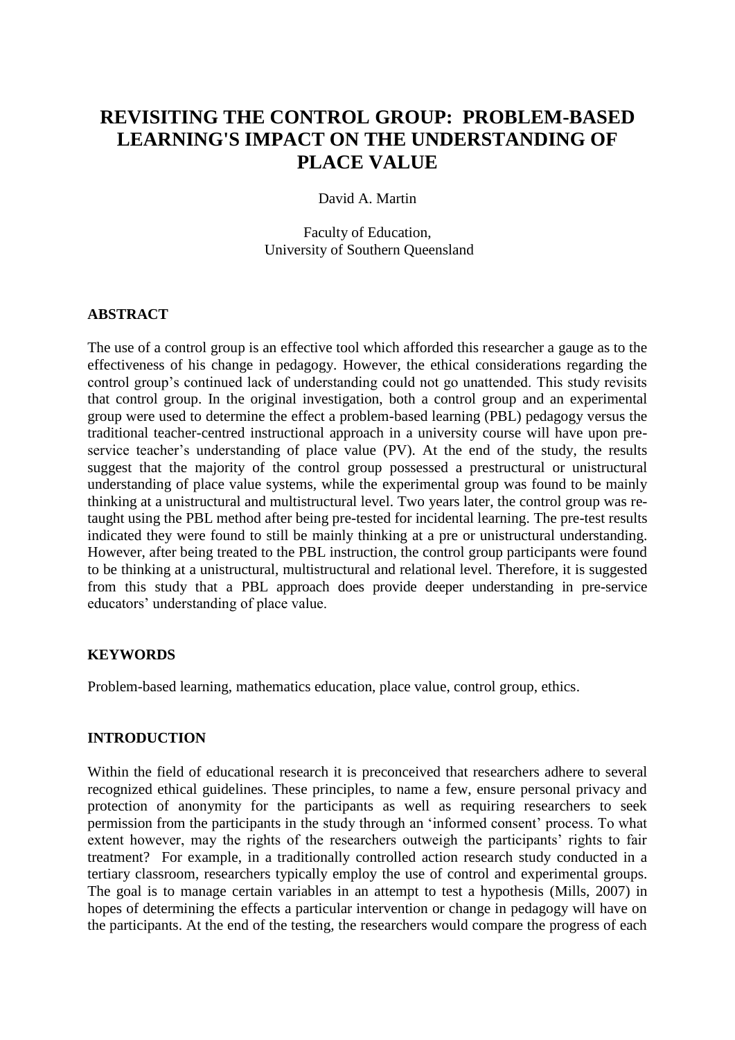# REVISITING THE CONTROL GROUP: PROBLEM-BASED LEARNING'S IMPACT ON THE UNDERSTANDING OF PLACE VALUE

David A. Martin

Faculty of Education,
University of Southern Queensland

## ABSTRACT

The use of a control group is an effective tool which afforded this researcher a gauge as to the effectiveness of his change in pedagogy. However, the ethical considerations regarding the control group's continued lack of understanding could not go unattended. This study revisits that control group. In the original investigation, both a control group and an experimental group were used to determine the effect a problem-based learning (PBL) pedagogy versus the traditional teacher-centred instructional approach in a university course will have upon pre-service teacher's understanding of place value (PV). At the end of the study, the results suggest that the majority of the control group possessed a prestructural or unistructural understanding of place value systems, while the experimental group was found to be mainly thinking at a unistructural and multistructural level. Two years later, the control group was re-taught using the PBL method after being pre-tested for incidental learning. The pre-test results indicated they were found to still be mainly thinking at a pre or unistructural understanding. However, after being treated to the PBL instruction, the control group participants were found to be thinking at a unistructural, multistructural and relational level. Therefore, it is suggested from this study that a PBL approach does provide deeper understanding in pre-service educators' understanding of place value.

## KEYWORDS

Problem-based learning, mathematics education, place value, control group, ethics.

## INTRODUCTION

Within the field of educational research it is preconceived that researchers adhere to several recognized ethical guidelines. These principles, to name a few, ensure personal privacy and protection of anonymity for the participants as well as requiring researchers to seek permission from the participants in the study through an 'informed consent' process. To what extent however, may the rights of the researchers outweigh the participants' rights to fair treatment? For example, in a traditionally controlled action research study conducted in a tertiary classroom, researchers typically employ the use of control and experimental groups. The goal is to manage certain variables in an attempt to test a hypothesis (Mills, 2007) in hopes of determining the effects a particular intervention or change in pedagogy will have on the participants. At the end of the testing, the researchers would compare the progress of each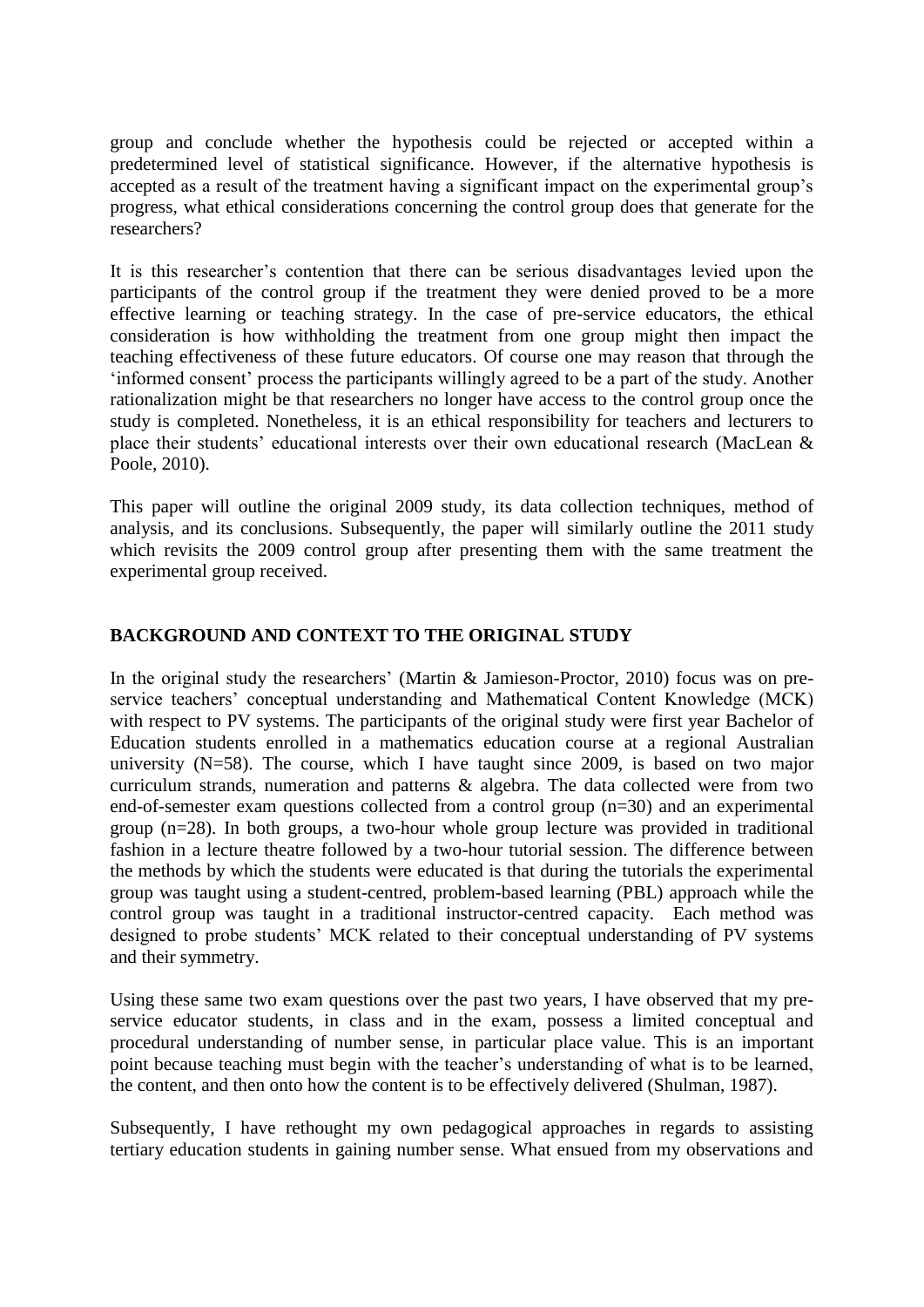group and conclude whether the hypothesis could be rejected or accepted within a predetermined level of statistical significance. However, if the alternative hypothesis is accepted as a result of the treatment having a significant impact on the experimental group's progress, what ethical considerations concerning the control group does that generate for the researchers?

It is this researcher's contention that there can be serious disadvantages levied upon the participants of the control group if the treatment they were denied proved to be a more effective learning or teaching strategy. In the case of pre-service educators, the ethical consideration is how withholding the treatment from one group might then impact the teaching effectiveness of these future educators. Of course one may reason that through the 'informed consent' process the participants willingly agreed to be a part of the study. Another rationalization might be that researchers no longer have access to the control group once the study is completed. Nonetheless, it is an ethical responsibility for teachers and lecturers to place their students' educational interests over their own educational research (MacLean & Poole, 2010).

This paper will outline the original 2009 study, its data collection techniques, method of analysis, and its conclusions. Subsequently, the paper will similarly outline the 2011 study which revisits the 2009 control group after presenting them with the same treatment the experimental group received.

## BACKGROUND AND CONTEXT TO THE ORIGINAL STUDY

In the original study the researchers' (Martin & Jamieson-Proctor, 2010) focus was on pre-service teachers' conceptual understanding and Mathematical Content Knowledge (MCK) with respect to PV systems. The participants of the original study were first year Bachelor of Education students enrolled in a mathematics education course at a regional Australian university (N=58). The course, which I have taught since 2009, is based on two major curriculum strands, numeration and patterns & algebra. The data collected were from two end-of-semester exam questions collected from a control group (n=30) and an experimental group (n=28). In both groups, a two-hour whole group lecture was provided in traditional fashion in a lecture theatre followed by a two-hour tutorial session. The difference between the methods by which the students were educated is that during the tutorials the experimental group was taught using a student-centred, problem-based learning (PBL) approach while the control group was taught in a traditional instructor-centred capacity. Each method was designed to probe students' MCK related to their conceptual understanding of PV systems and their symmetry.

Using these same two exam questions over the past two years, I have observed that my pre-service educator students, in class and in the exam, possess a limited conceptual and procedural understanding of number sense, in particular place value. This is an important point because teaching must begin with the teacher's understanding of what is to be learned, the content, and then onto how the content is to be effectively delivered (Shulman, 1987).

Subsequently, I have rethought my own pedagogical approaches in regards to assisting tertiary education students in gaining number sense. What ensued from my observations and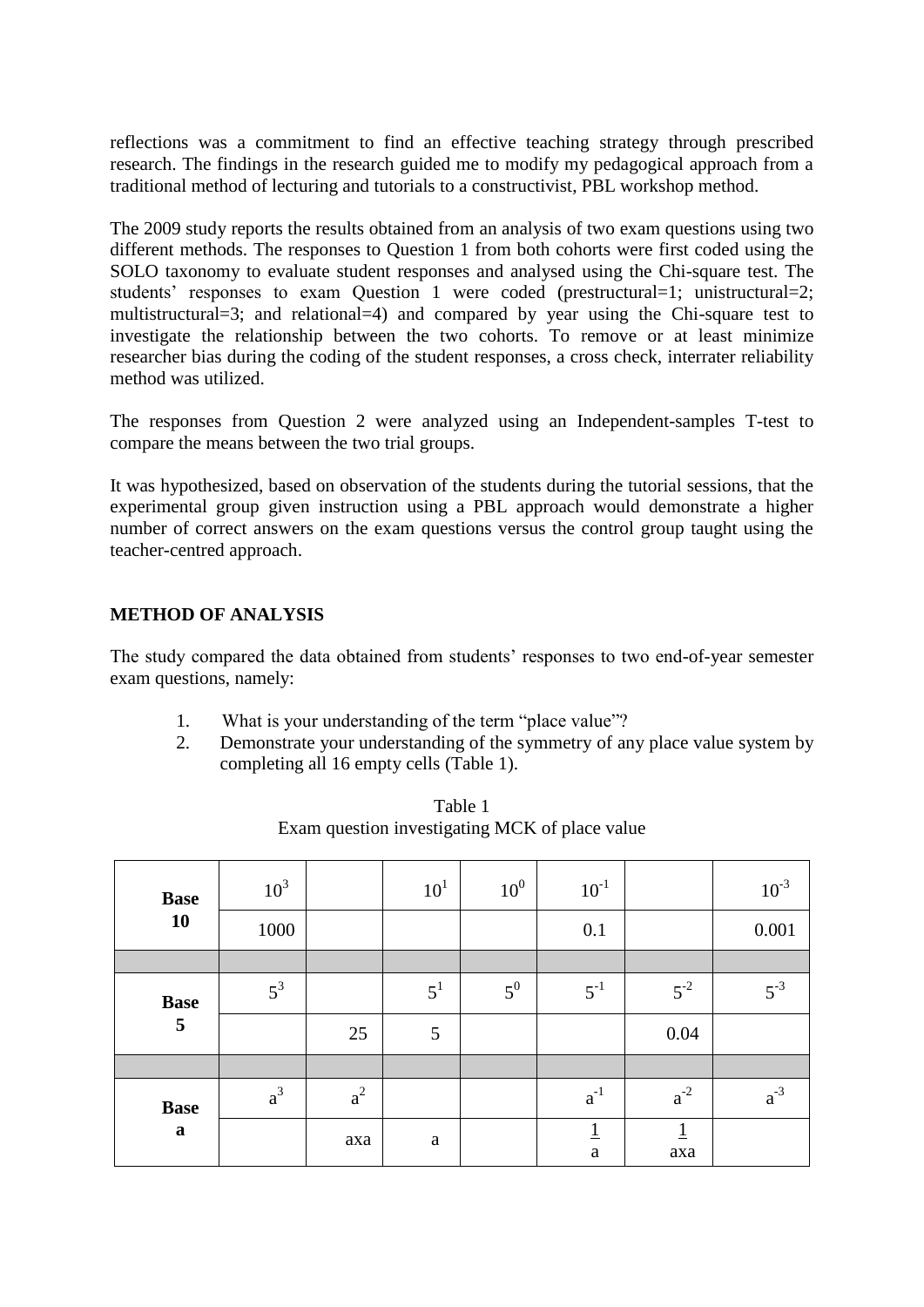reflections was a commitment to find an effective teaching strategy through prescribed research. The findings in the research guided me to modify my pedagogical approach from a traditional method of lecturing and tutorials to a constructivist, PBL workshop method.

The 2009 study reports the results obtained from an analysis of two exam questions using two different methods. The responses to Question 1 from both cohorts were first coded using the SOLO taxonomy to evaluate student responses and analysed using the Chi-square test. The students' responses to exam Question 1 were coded (prestructural=1; unistructural=2; multistructural=3; and relational=4) and compared by year using the Chi-square test to investigate the relationship between the two cohorts. To remove or at least minimize researcher bias during the coding of the student responses, a cross check, interrater reliability method was utilized.

The responses from Question 2 were analyzed using an Independent-samples T-test to compare the means between the two trial groups.

It was hypothesized, based on observation of the students during the tutorial sessions, that the experimental group given instruction using a PBL approach would demonstrate a higher number of correct answers on the exam questions versus the control group taught using the teacher-centred approach.

## METHOD OF ANALYSIS

The study compared the data obtained from students' responses to two end-of-year semester exam questions, namely:

1. What is your understanding of the term "place value"?
2. Demonstrate your understanding of the symmetry of any place value system by completing all 16 empty cells (Table 1).

Table 1
Exam question investigating MCK of place value

| | | | | | | | |
|---|---|---|---|---|---|---|---|
| **Base 10** | $10^3$ | | $10^1$ | $10^0$ | $10^{-1}$ | | $10^{-3}$ |
| | 1000 | | | | 0.1 | | 0.001 |
| | | | | | | | |
| **Base 5** | $5^3$ | | $5^1$ | $5^0$ | $5^{-1}$ | $5^{-2}$ | $5^{-3}$ |
| | | 25 | 5 | | | 0.04 | |
| | | | | | | | |
| **Base a** | $a^3$ | $a^2$ | | | $a^{-1}$ | $a^{-2}$ | $a^{-3}$ |
| | | axa | a | | $\frac{1}{a}$ | $\frac{1}{axa}$ | |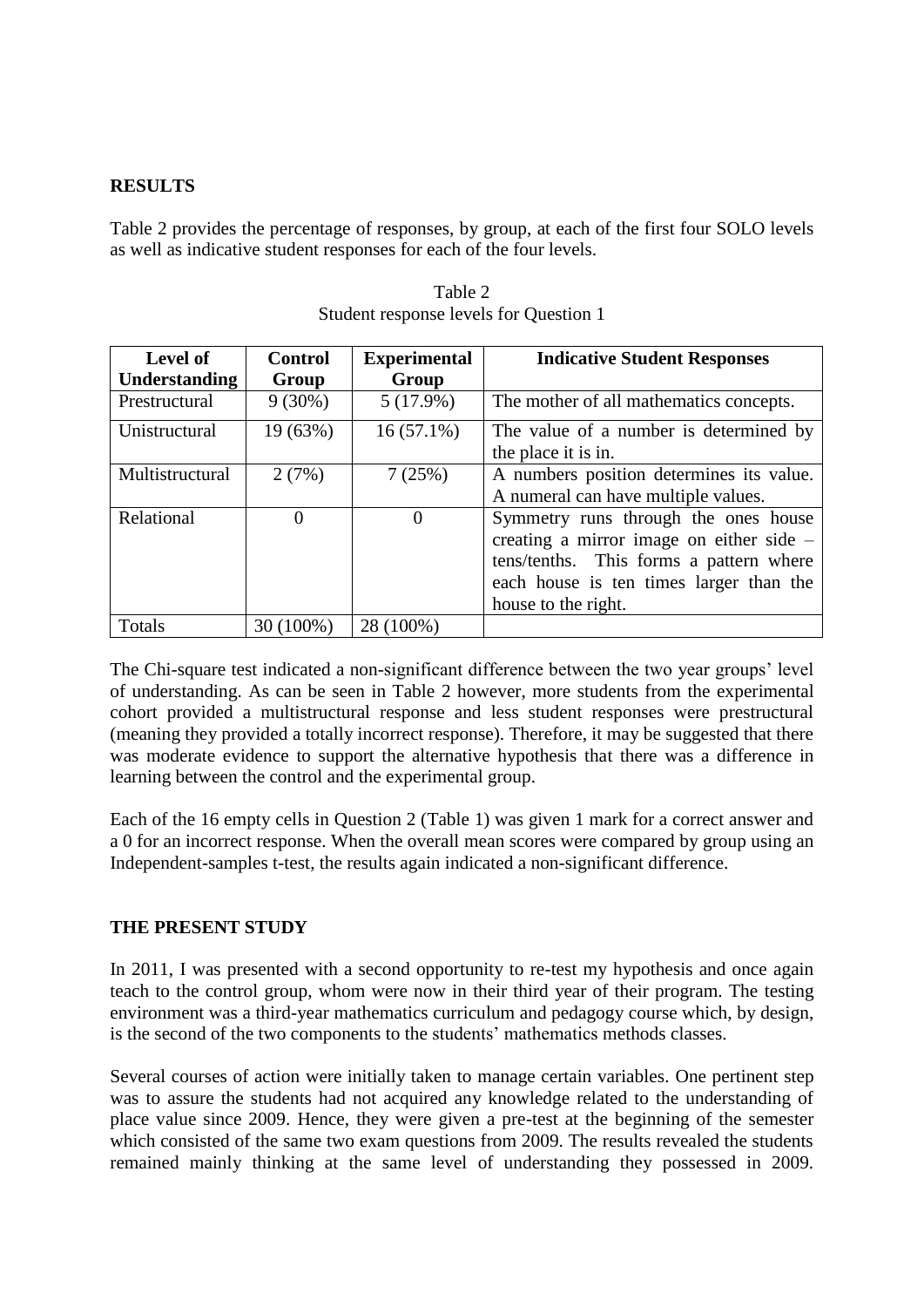## RESULTS

Table 2 provides the percentage of responses, by group, at each of the first four SOLO levels as well as indicative student responses for each of the four levels.

Table 2
Student response levels for Question 1

| Level of Understanding | Control Group | Experimental Group | Indicative Student Responses |
|---|---|---|---|
| Prestructural | 9 (30%) | 5 (17.9%) | The mother of all mathematics concepts. |
| Unistructural | 19 (63%) | 16 (57.1%) | The value of a number is determined by the place it is in. |
| Multistructural | 2 (7%) | 7 (25%) | A numbers position determines its value. A numeral can have multiple values. |
| Relational | 0 | 0 | Symmetry runs through the ones house creating a mirror image on either side – tens/tenths. This forms a pattern where each house is ten times larger than the house to the right. |
| Totals | 30 (100%) | 28 (100%) | |

The Chi-square test indicated a non-significant difference between the two year groups' level of understanding. As can be seen in Table 2 however, more students from the experimental cohort provided a multistructural response and less student responses were prestructural (meaning they provided a totally incorrect response). Therefore, it may be suggested that there was moderate evidence to support the alternative hypothesis that there was a difference in learning between the control and the experimental group.

Each of the 16 empty cells in Question 2 (Table 1) was given 1 mark for a correct answer and a 0 for an incorrect response. When the overall mean scores were compared by group using an Independent-samples t-test, the results again indicated a non-significant difference.

## THE PRESENT STUDY

In 2011, I was presented with a second opportunity to re-test my hypothesis and once again teach to the control group, whom were now in their third year of their program. The testing environment was a third-year mathematics curriculum and pedagogy course which, by design, is the second of the two components to the students' mathematics methods classes.

Several courses of action were initially taken to manage certain variables. One pertinent step was to assure the students had not acquired any knowledge related to the understanding of place value since 2009. Hence, they were given a pre-test at the beginning of the semester which consisted of the same two exam questions from 2009. The results revealed the students remained mainly thinking at the same level of understanding they possessed in 2009.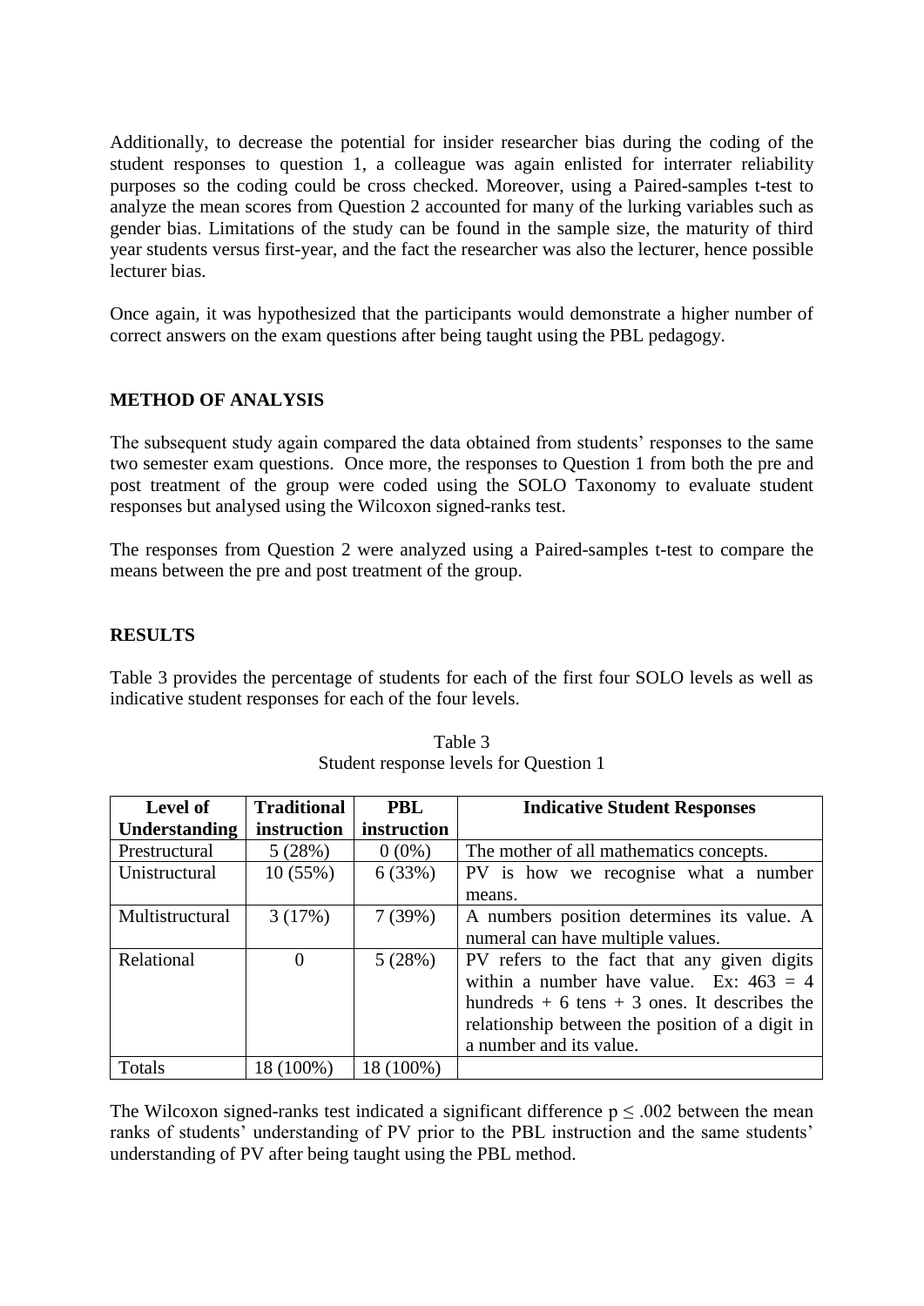Additionally, to decrease the potential for insider researcher bias during the coding of the student responses to question 1, a colleague was again enlisted for interrater reliability purposes so the coding could be cross checked. Moreover, using a Paired-samples t-test to analyze the mean scores from Question 2 accounted for many of the lurking variables such as gender bias. Limitations of the study can be found in the sample size, the maturity of third year students versus first-year, and the fact the researcher was also the lecturer, hence possible lecturer bias.

Once again, it was hypothesized that the participants would demonstrate a higher number of correct answers on the exam questions after being taught using the PBL pedagogy.

## METHOD OF ANALYSIS

The subsequent study again compared the data obtained from students' responses to the same two semester exam questions. Once more, the responses to Question 1 from both the pre and post treatment of the group were coded using the SOLO Taxonomy to evaluate student responses but analysed using the Wilcoxon signed-ranks test.

The responses from Question 2 were analyzed using a Paired-samples t-test to compare the means between the pre and post treatment of the group.

## RESULTS

Table 3 provides the percentage of students for each of the first four SOLO levels as well as indicative student responses for each of the four levels.

Table 3
Student response levels for Question 1

| Level of Understanding | Traditional instruction | PBL instruction | Indicative Student Responses |
|---|---|---|---|
| Prestructural | 5 (28%) | 0 (0%) | The mother of all mathematics concepts. |
| Unistructural | 10 (55%) | 6 (33%) | PV is how we recognise what a number means. |
| Multistructural | 3 (17%) | 7 (39%) | A numbers position determines its value. A numeral can have multiple values. |
| Relational | 0 | 5 (28%) | PV refers to the fact that any given digits within a number have value. Ex: 463 = 4 hundreds + 6 tens + 3 ones. It describes the relationship between the position of a digit in a number and its value. |
| Totals | 18 (100%) | 18 (100%) | |

The Wilcoxon signed-ranks test indicated a significant difference $p \leq .002$ between the mean ranks of students' understanding of PV prior to the PBL instruction and the same students' understanding of PV after being taught using the PBL method.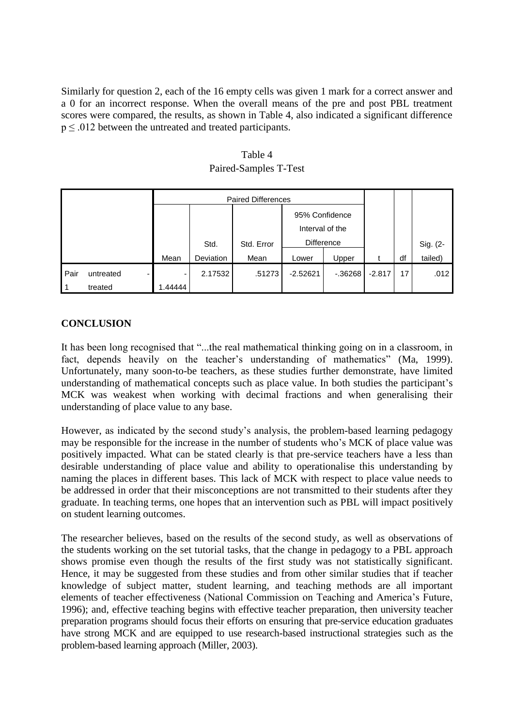Similarly for question 2, each of the 16 empty cells was given 1 mark for a correct answer and a 0 for an incorrect response. When the overall means of the pre and post PBL treatment scores were compared, the results, as shown in Table 4, also indicated a significant difference $p \leq .012$ between the untreated and treated participants.

Table 4

Paired-Samples T-Test

| | | Paired Differences | | | | | | | |
|---|---|---|---|---|---|---|---|---|---|
| | | | | | 95% Confidence Interval of the Difference | | | | |
| | | Mean | Std. Deviation | Std. Error Mean | Lower | Upper | t | df | Sig. (2-tailed) |
| Pair 1 | untreated - treated | -1.44444 | 2.17532 | .51273 | -2.52621 | -.36268 | -2.817 | 17 | .012 |

## CONCLUSION

It has been long recognised that "...the real mathematical thinking going on in a classroom, in fact, depends heavily on the teacher's understanding of mathematics" (Ma, 1999). Unfortunately, many soon-to-be teachers, as these studies further demonstrate, have limited understanding of mathematical concepts such as place value. In both studies the participant's MCK was weakest when working with decimal fractions and when generalising their understanding of place value to any base.

However, as indicated by the second study's analysis, the problem-based learning pedagogy may be responsible for the increase in the number of students who's MCK of place value was positively impacted. What can be stated clearly is that pre-service teachers have a less than desirable understanding of place value and ability to operationalise this understanding by naming the places in different bases. This lack of MCK with respect to place value needs to be addressed in order that their misconceptions are not transmitted to their students after they graduate. In teaching terms, one hopes that an intervention such as PBL will impact positively on student learning outcomes.

The researcher believes, based on the results of the second study, as well as observations of the students working on the set tutorial tasks, that the change in pedagogy to a PBL approach shows promise even though the results of the first study was not statistically significant. Hence, it may be suggested from these studies and from other similar studies that if teacher knowledge of subject matter, student learning, and teaching methods are all important elements of teacher effectiveness (National Commission on Teaching and America's Future, 1996); and, effective teaching begins with effective teacher preparation, then university teacher preparation programs should focus their efforts on ensuring that pre-service education graduates have strong MCK and are equipped to use research-based instructional strategies such as the problem-based learning approach (Miller, 2003).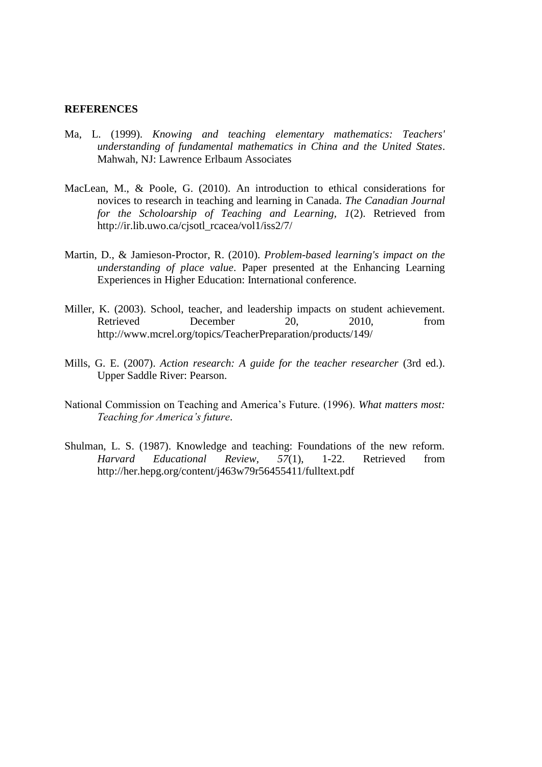**REFERENCES**

Ma, L. (1999). *Knowing and teaching elementary mathematics: Teachers' understanding of fundamental mathematics in China and the United States*. Mahwah, NJ: Lawrence Erlbaum Associates

MacLean, M., & Poole, G. (2010). An introduction to ethical considerations for novices to research in teaching and learning in Canada. *The Canadian Journal for the Scholoarship of Teaching and Learning, 1*(2). Retrieved from http://ir.lib.uwo.ca/cjsotl_rcacea/vol1/iss2/7/

Martin, D., & Jamieson-Proctor, R. (2010). *Problem-based learning's impact on the understanding of place value*. Paper presented at the Enhancing Learning Experiences in Higher Education: International conference.

Miller, K. (2003). School, teacher, and leadership impacts on student achievement. Retrieved December 20, 2010, from http://www.mcrel.org/topics/TeacherPreparation/products/149/

Mills, G. E. (2007). *Action research: A guide for the teacher researcher* (3rd ed.). Upper Saddle River: Pearson.

National Commission on Teaching and America's Future. (1996). *What matters most: Teaching for America's future*.

Shulman, L. S. (1987). Knowledge and teaching: Foundations of the new reform. *Harvard Educational Review, 57*(1), 1-22. Retrieved from http://her.hepg.org/content/j463w79r56455411/fulltext.pdf